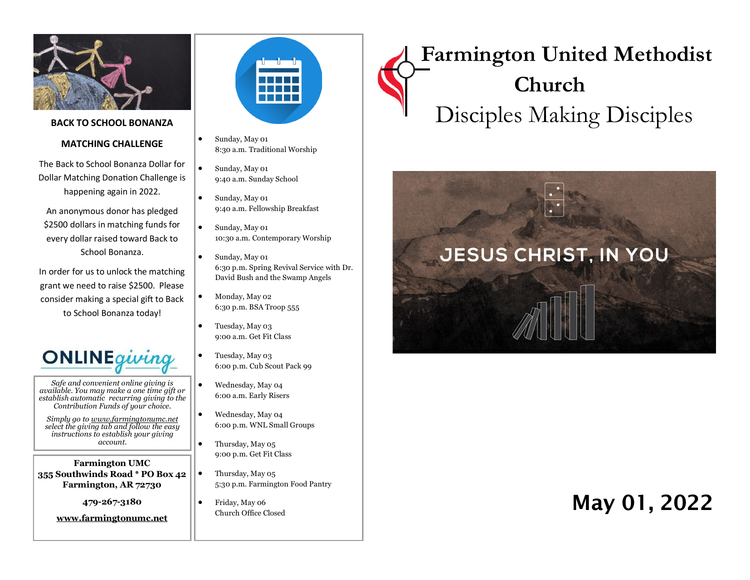**BACK TO SCHOOL BONANZA**

**MATCHING CHALLENGE**

The Back to School Bonanza Dollar for Dollar Matching Donation Challenge is happening again in 2022.

An anonymous donor has pledged $2500 dollars in matching funds for every dollar raised toward Back to School Bonanza.

In order for us to unlock the matching grant we need to raise $2500. Please consider making a special gift to Back to School Bonanza today!

**ONLINE** *giving*

*Safe and convenient online giving is available. You may make a one time gift or establish automatic recurring giving to the Contribution Funds of your choice.*

*Simply go to www.farmingtonumc.net select the giving tab and follow the easy instructions to establish your giving account.*

**Farmington UMC**
**355 Southwinds Road * PO Box 42**
**Farmington, AR 72730**

**479-267-3180**

**www.farmingtonumc.net**

- Sunday, May 01
  8:30 a.m. Traditional Worship
- Sunday, May 01
  9:40 a.m. Sunday School
- Sunday, May 01
  9:40 a.m. Fellowship Breakfast
- Sunday, May 01
  10:30 a.m. Contemporary Worship
- Sunday, May 01
  6:30 p.m. Spring Revival Service with Dr. David Bush and the Swamp Angels
- Monday, May 02
  6:30 p.m. BSA Troop 555
- Tuesday, May 03
  9:00 a.m. Get Fit Class
- Tuesday, May 03
  6:00 p.m. Cub Scout Pack 99
- Wednesday, May 04
  6:00 a.m. Early Risers
- Wednesday, May 04
  6:00 p.m. WNL Small Groups
- Thursday, May 05
  9:00 p.m. Get Fit Class
- Thursday, May 05
  5:30 p.m. Farmington Food Pantry
- Friday, May 06
  Church Office Closed

# Farmington United Methodist Church

## Disciples Making Disciples

JESUS CHRIST, IN YOU

## May 01, 2022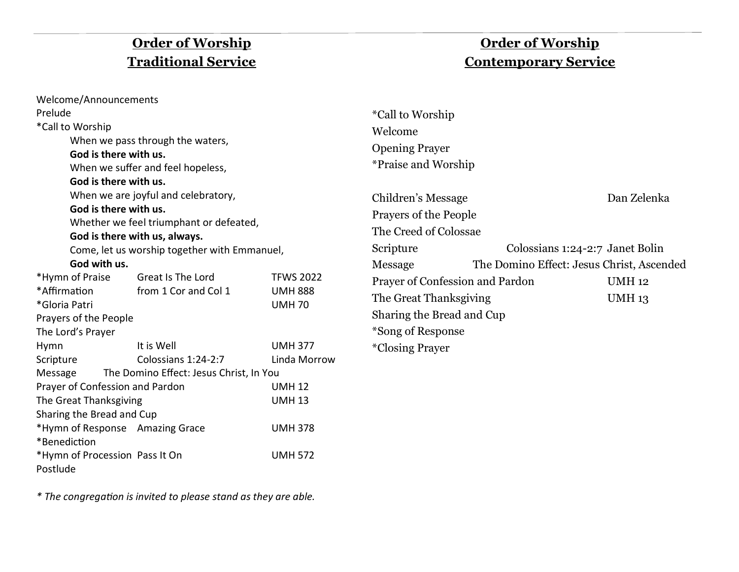## Order of Worship
## Traditional Service

Welcome/Announcements
Prelude
*Call to Worship

> When we pass through the waters,
> **God is there with us.**
> When we suffer and feel hopeless,
> **God is there with us.**
> When we are joyful and celebratory,
> **God is there with us.**
> Whether we feel triumphant or defeated,
> **God is there with us, always.**
> Come, let us worship together with Emmanuel,
> **God with us.**

| | | |
|---|---|---|
| *Hymn of Praise | Great Is The Lord | TFWS 2022 |
| *Affirmation | from 1 Cor and Col 1 | UMH 888 |
| *Gloria Patri | | UMH 70 |
| Prayers of the People | | |
| The Lord's Prayer | | |
| Hymn | It is Well | UMH 377 |
| Scripture | Colossians 1:24-2:7 | Linda Morrow |
| Message | The Domino Effect: Jesus Christ, In You | |
| Prayer of Confession and Pardon | | UMH 12 |
| The Great Thanksgiving | | UMH 13 |
| Sharing the Bread and Cup | | |
| *Hymn of Response | Amazing Grace | UMH 378 |
| *Benediction | | |
| *Hymn of Procession | Pass It On | UMH 572 |
| Postlude | | |

*\* The congregation is invited to please stand as they are able.*

## Order of Worship
## Contemporary Service

*Call to Worship
Welcome
Opening Prayer
*Praise and Worship

| | | |
|---|---|---|
| Children's Message | | Dan Zelenka |
| Prayers of the People | | |
| The Creed of Colossae | | |
| Scripture | Colossians 1:24-2:7 | Janet Bolin |
| Message | The Domino Effect: Jesus Christ, Ascended | |
| Prayer of Confession and Pardon | | UMH 12 |
| The Great Thanksgiving | | UMH 13 |
| Sharing the Bread and Cup | | |
| *Song of Response | | |
| *Closing Prayer | | |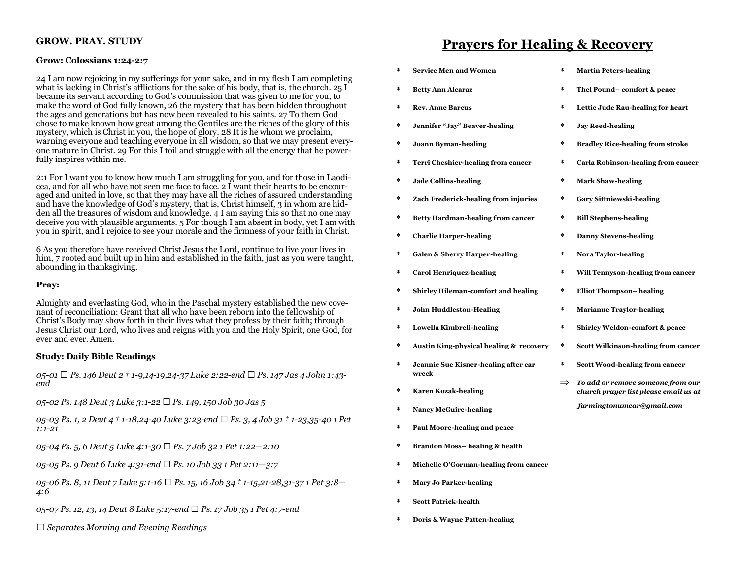**GROW. PRAY. STUDY**

**Grow: Colossians 1:24-2:7**

24 I am now rejoicing in my sufferings for your sake, and in my flesh I am completing what is lacking in Christ's afflictions for the sake of his body, that is, the church. 25 I became its servant according to God's commission that was given to me for you, to make the word of God fully known, 26 the mystery that has been hidden throughout the ages and generations but has now been revealed to his saints. 27 To them God chose to make known how great among the Gentiles are the riches of the glory of this mystery, which is Christ in you, the hope of glory. 28 It is he whom we proclaim, warning everyone and teaching everyone in all wisdom, so that we may present everyone mature in Christ. 29 For this I toil and struggle with all the energy that he powerfully inspires within me.

2:1 For I want you to know how much I am struggling for you, and for those in Laodicea, and for all who have not seen me face to face. 2 I want their hearts to be encouraged and united in love, so that they may have all the riches of assured understanding and have the knowledge of God's mystery, that is, Christ himself, 3 in whom are hidden all the treasures of wisdom and knowledge. 4 I am saying this so that no one may deceive you with plausible arguments. 5 For though I am absent in body, yet I am with you in spirit, and I rejoice to see your morale and the firmness of your faith in Christ.

6 As you therefore have received Christ Jesus the Lord, continue to live your lives in him, 7 rooted and built up in him and established in the faith, just as you were taught, abounding in thanksgiving.

**Pray:**

Almighty and everlasting God, who in the Paschal mystery established the new covenant of reconciliation: Grant that all who have been reborn into the fellowship of Christ's Body may show forth in their lives what they profess by their faith; through Jesus Christ our Lord, who lives and reigns with you and the Holy Spirit, one God, for ever and ever. Amen.

**Study: Daily Bible Readings**

*05-01 ☐ Ps. 146 Deut 2 † 1-9,14-19,24-37 Luke 2:22-end ☐ Ps. 147 Jas 4 John 1:43-end*

*05-02 Ps. 148 Deut 3 Luke 3:1-22 ☐ Ps. 149, 150 Job 30 Jas 5*

*05-03 Ps. 1, 2 Deut 4 † 1-18,24-40 Luke 3:23-end ☐ Ps. 3, 4 Job 31 † 1-23,35-40 1 Pet 1:1-21*

*05-04 Ps. 5, 6 Deut 5 Luke 4:1-30 ☐ Ps. 7 Job 32 1 Pet 1:22—2:10*

*05-05 Ps. 9 Deut 6 Luke 4:31-end ☐ Ps. 10 Job 33 1 Pet 2:11—3:7*

*05-06 Ps. 8, 11 Deut 7 Luke 5:1-16 ☐ Ps. 15, 16 Job 34 † 1-15,21-28,31-37 1 Pet 3:8—4:6*

*05-07 Ps. 12, 13, 14 Deut 8 Luke 5:17-end ☐ Ps. 17 Job 35 1 Pet 4:7-end*

*☐ Separates Morning and Evening Readings*

# Prayers for Healing & Recovery

* **Service Men and Women**
* **Betty Ann Alcaraz**
* **Rev. Anne Barcus**
* **Jennifer "Jay" Beaver-healing**
* **Joann Byman-healing**
* **Terri Cheshier-healing from cancer**
* **Jade Collins-healing**
* **Zach Frederick-healing from injuries**
* **Betty Hardman-healing from cancer**
* **Charlie Harper-healing**
* **Galen & Sherry Harper-healing**
* **Carol Henriquez-healing**
* **Shirley Hileman-comfort and healing**
* **John Huddleston-Healing**
* **Lowella Kimbrell-healing**
* **Austin King-physical healing & recovery**
* **Jeannie Sue Kisner-healing after car wreck**
* **Karen Kozak-healing**
* **Nancy McGuire-healing**
* **Paul Moore-healing and peace**
* **Brandon Moss– healing & health**
* **Michelle O'Gorman-healing from cancer**
* **Mary Jo Parker-healing**
* **Scott Patrick-health**
* **Doris & Wayne Patten-healing**
* **Martin Peters-healing**
* **Thel Pound– comfort & peace**
* **Lettie Jude Rau-healing for heart**
* **Jay Reed-healing**
* **Bradley Rice-healing from stroke**
* **Carla Robinson-healing from cancer**
* **Mark Shaw-healing**
* **Gary Sittniewski-healing**
* **Bill Stephens-healing**
* **Danny Stevens-healing**
* **Nora Taylor-healing**
* **Will Tennyson-healing from cancer**
* **Elliot Thompson– healing**
* **Marianne Traylor-healing**
* **Shirley Weldon-comfort & peace**
* **Scott Wilkinson-healing from cancer**
* **Scott Wood-healing from cancer**

⇒ ***To add or remove someone from our church prayer list please email us at farmingtonumcar@gmail.com***